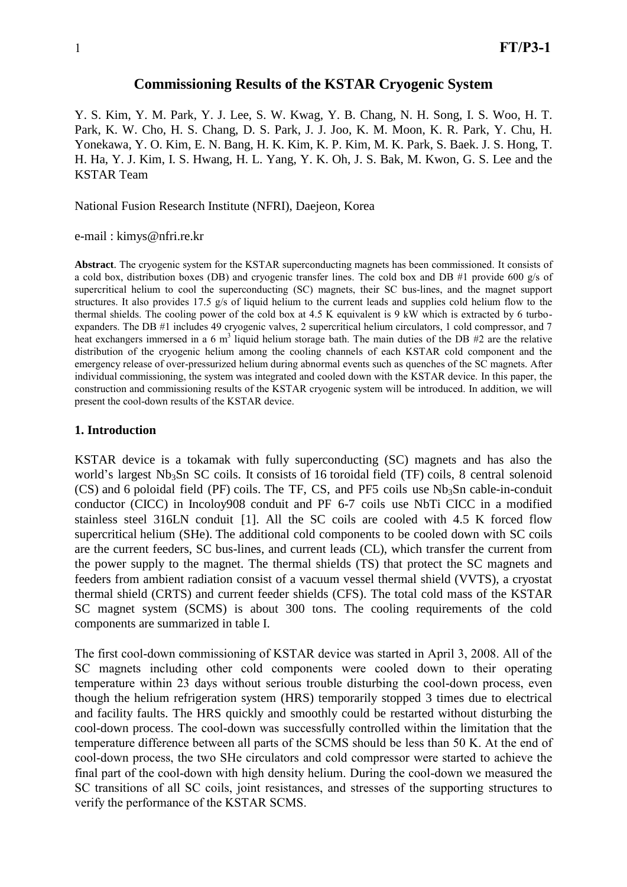# Commissioning Results of the KSTAR Cryogenic System

Y. S. Kim, Y. M. Park, Y. J. Lee, S. W. Kwag, Y. B. Chang, N. H. Song, I. S. Woo, H. T. Park, K. W. Cho, H. S. Chang, D. S. Park, J. J. Joo, K. M. Moon, K. R. Park, Y. Chu, H. Yonekawa, Y. O. Kim, E. N. Bang, H. K. Kim, K. P. Kim, M. K. Park, S. Baek. J. S. Hong, T. H. Ha, Y. J. Kim, I. S. Hwang, H. L. Yang, Y. K. Oh, J. S. Bak, M. Kwon, G. S. Lee and the KSTAR Team

National Fusion Research Institute (NFRI), Daejeon, Korea

e-mail : kimys@nfri.re.kr

**Abstract**. The cryogenic system for the KSTAR superconducting magnets has been commissioned. It consists of a cold box, distribution boxes (DB) and cryogenic transfer lines. The cold box and DB #1 provide 600 g/s of supercritical helium to cool the superconducting (SC) magnets, their SC bus-lines, and the magnet support structures. It also provides 17.5 g/s of liquid helium to the current leads and supplies cold helium flow to the thermal shields. The cooling power of the cold box at 4.5 K equivalent is 9 kW which is extracted by 6 turbo-expanders. The DB #1 includes 49 cryogenic valves, 2 supercritical helium circulators, 1 cold compressor, and 7 heat exchangers immersed in a 6 $m^3$ liquid helium storage bath. The main duties of the DB #2 are the relative distribution of the cryogenic helium among the cooling channels of each KSTAR cold component and the emergency release of over-pressurized helium during abnormal events such as quenches of the SC magnets. After individual commissioning, the system was integrated and cooled down with the KSTAR device. In this paper, the construction and commissioning results of the KSTAR cryogenic system will be introduced. In addition, we will present the cool-down results of the KSTAR device.

## 1. Introduction

KSTAR device is a tokamak with fully superconducting (SC) magnets and has also the world's largest $Nb_3Sn$ SC coils. It consists of 16 toroidal field (TF) coils, 8 central solenoid (CS) and 6 poloidal field (PF) coils. The TF, CS, and PF5 coils use $Nb_3Sn$ cable-in-conduit conductor (CICC) in Incoloy908 conduit and PF 6-7 coils use NbTi CICC in a modified stainless steel 316LN conduit [1]. All the SC coils are cooled with 4.5 K forced flow supercritical helium (SHe). The additional cold components to be cooled down with SC coils are the current feeders, SC bus-lines, and current leads (CL), which transfer the current from the power supply to the magnet. The thermal shields (TS) that protect the SC magnets and feeders from ambient radiation consist of a vacuum vessel thermal shield (VVTS), a cryostat thermal shield (CRTS) and current feeder shields (CFS). The total cold mass of the KSTAR SC magnet system (SCMS) is about 300 tons. The cooling requirements of the cold components are summarized in table I.

The first cool-down commissioning of KSTAR device was started in April 3, 2008. All of the SC magnets including other cold components were cooled down to their operating temperature within 23 days without serious trouble disturbing the cool-down process, even though the helium refrigeration system (HRS) temporarily stopped 3 times due to electrical and facility faults. The HRS quickly and smoothly could be restarted without disturbing the cool-down process. The cool-down was successfully controlled within the limitation that the temperature difference between all parts of the SCMS should be less than 50 K. At the end of cool-down process, the two SHe circulators and cold compressor were started to achieve the final part of the cool-down with high density helium. During the cool-down we measured the SC transitions of all SC coils, joint resistances, and stresses of the supporting structures to verify the performance of the KSTAR SCMS.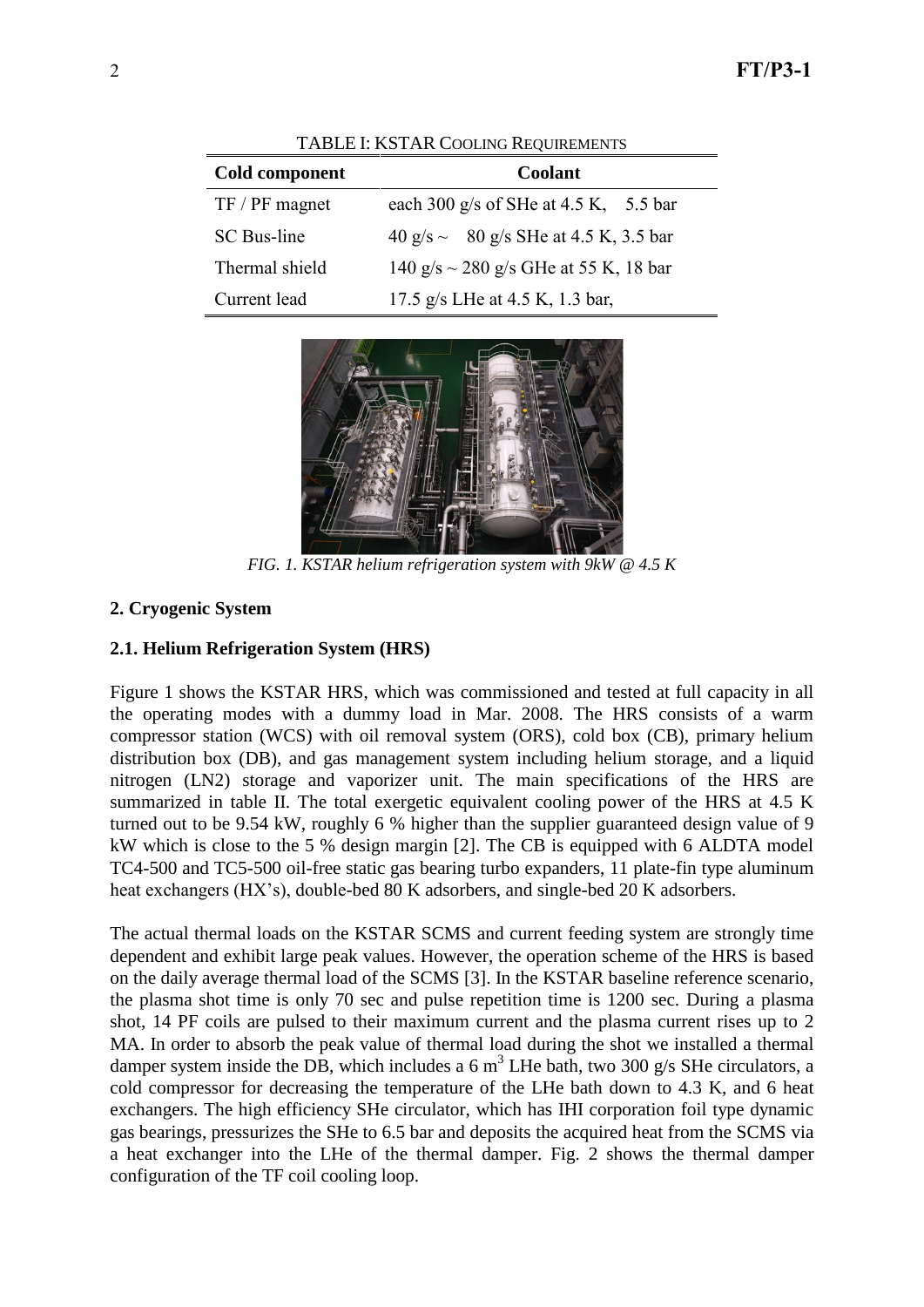TABLE I: KSTAR COOLING REQUIREMENTS

| Cold component | Coolant |
|---|---|
| TF / PF magnet | each 300 g/s of SHe at 4.5 K, 5.5 bar |
| SC Bus-line | 40 g/s ~ 80 g/s SHe at 4.5 K, 3.5 bar |
| Thermal shield | 140 g/s ~ 280 g/s GHe at 55 K, 18 bar |
| Current lead | 17.5 g/s LHe at 4.5 K, 1.3 bar, |

*FIG. 1. KSTAR helium refrigeration system with 9kW @ 4.5 K*

## 2. Cryogenic System

### 2.1. Helium Refrigeration System (HRS)

Figure 1 shows the KSTAR HRS, which was commissioned and tested at full capacity in all the operating modes with a dummy load in Mar. 2008. The HRS consists of a warm compressor station (WCS) with oil removal system (ORS), cold box (CB), primary helium distribution box (DB), and gas management system including helium storage, and a liquid nitrogen (LN2) storage and vaporizer unit. The main specifications of the HRS are summarized in table II. The total exergetic equivalent cooling power of the HRS at 4.5 K turned out to be 9.54 kW, roughly 6 % higher than the supplier guaranteed design value of 9 kW which is close to the 5 % design margin [2]. The CB is equipped with 6 ALDTA model TC4-500 and TC5-500 oil-free static gas bearing turbo expanders, 11 plate-fin type aluminum heat exchangers (HX's), double-bed 80 K adsorbers, and single-bed 20 K adsorbers.

The actual thermal loads on the KSTAR SCMS and current feeding system are strongly time dependent and exhibit large peak values. However, the operation scheme of the HRS is based on the daily average thermal load of the SCMS [3]. In the KSTAR baseline reference scenario, the plasma shot time is only 70 sec and pulse repetition time is 1200 sec. During a plasma shot, 14 PF coils are pulsed to their maximum current and the plasma current rises up to 2 MA. In order to absorb the peak value of thermal load during the shot we installed a thermal damper system inside the DB, which includes a 6 $m^3$ LHe bath, two 300 g/s SHe circulators, a cold compressor for decreasing the temperature of the LHe bath down to 4.3 K, and 6 heat exchangers. The high efficiency SHe circulator, which has IHI corporation foil type dynamic gas bearings, pressurizes the SHe to 6.5 bar and deposits the acquired heat from the SCMS via a heat exchanger into the LHe of the thermal damper. Fig. 2 shows the thermal damper configuration of the TF coil cooling loop.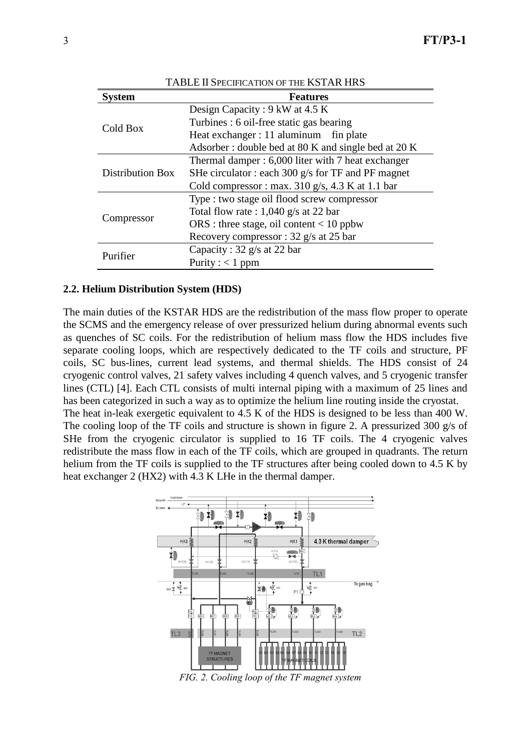TABLE II SPECIFICATION OF THE KSTAR HRS

| System | Features |
|---|---|
| Cold Box | Design Capacity : 9 kW at 4.5 K |
| | Turbines : 6 oil-free static gas bearing |
| | Heat exchanger : 11 aluminum fin plate |
| | Adsorber : double bed at 80 K and single bed at 20 K |
| Distribution Box | Thermal damper : 6,000 liter with 7 heat exchanger |
| | SHe circulator : each 300 g/s for TF and PF magnet |
| | Cold compressor : max. 310 g/s, 4.3 K at 1.1 bar |
| Compressor | Type : two stage oil flood screw compressor |
| | Total flow rate : 1,040 g/s at 22 bar |
| | ORS : three stage, oil content < 10 ppbw |
| | Recovery compressor : 32 g/s at 25 bar |
| Purifier | Capacity : 32 g/s at 22 bar |
| | Purity : < 1 ppm |

### 2.2. Helium Distribution System (HDS)

The main duties of the KSTAR HDS are the redistribution of the mass flow proper to operate the SCMS and the emergency release of over pressurized helium during abnormal events such as quenches of SC coils. For the redistribution of helium mass flow the HDS includes five separate cooling loops, which are respectively dedicated to the TF coils and structure, PF coils, SC bus-lines, current lead systems, and thermal shields. The HDS consist of 24 cryogenic control valves, 21 safety valves including 4 quench valves, and 5 cryogenic transfer lines (CTL) [4]. Each CTL consists of multi internal piping with a maximum of 25 lines and has been categorized in such a way as to optimize the helium line routing inside the cryostat.

The heat in-leak exergetic equivalent to 4.5 K of the HDS is designed to be less than 400 W. The cooling loop of the TF coils and structure is shown in figure 2. A pressurized 300 g/s of SHe from the cryogenic circulator is supplied to 16 TF coils. The 4 cryogenic valves redistribute the mass flow in each of the TF coils, which are grouped in quadrants. The return helium from the TF coils is supplied to the TF structures after being cooled down to 4.5 K by heat exchanger 2 (HX2) with 4.3 K LHe in the thermal damper.

*FIG. 2. Cooling loop of the TF magnet system*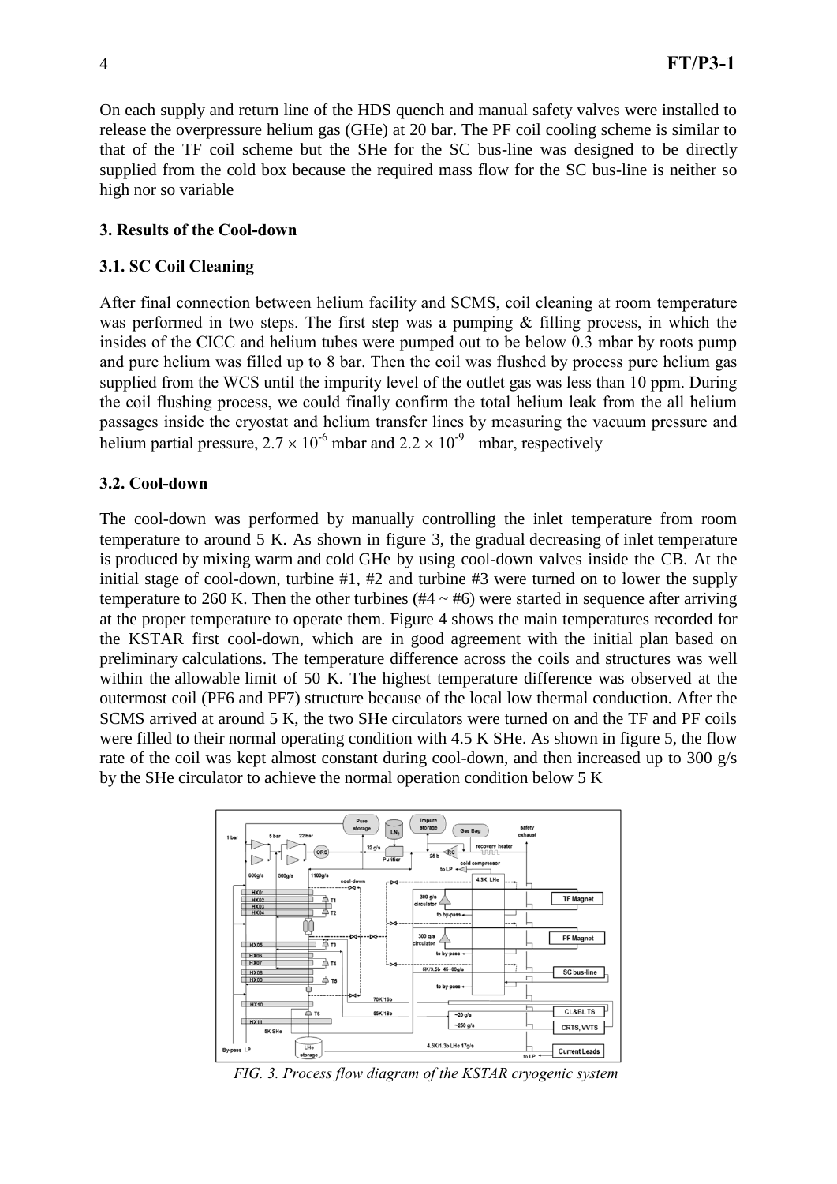On each supply and return line of the HDS quench and manual safety valves were installed to release the overpressure helium gas (GHe) at 20 bar. The PF coil cooling scheme is similar to that of the TF coil scheme but the SHe for the SC bus-line was designed to be directly supplied from the cold box because the required mass flow for the SC bus-line is neither so high nor so variable

### 3. Results of the Cool-down

### 3.1. SC Coil Cleaning

After final connection between helium facility and SCMS, coil cleaning at room temperature was performed in two steps. The first step was a pumping & filling process, in which the insides of the CICC and helium tubes were pumped out to be below 0.3 mbar by roots pump and pure helium was filled up to 8 bar. Then the coil was flushed by process pure helium gas supplied from the WCS until the impurity level of the outlet gas was less than 10 ppm. During the coil flushing process, we could finally confirm the total helium leak from the all helium passages inside the cryostat and helium transfer lines by measuring the vacuum pressure and helium partial pressure, $2.7 \times 10^{-6}$ mbar and $2.2 \times 10^{-9}$ mbar, respectively

### 3.2. Cool-down

The cool-down was performed by manually controlling the inlet temperature from room temperature to around 5 K. As shown in figure 3, the gradual decreasing of inlet temperature is produced by mixing warm and cold GHe by using cool-down valves inside the CB. At the initial stage of cool-down, turbine #1, #2 and turbine #3 were turned on to lower the supply temperature to 260 K. Then the other turbines (#4 ~ #6) were started in sequence after arriving at the proper temperature to operate them. Figure 4 shows the main temperatures recorded for the KSTAR first cool-down, which are in good agreement with the initial plan based on preliminary calculations. The temperature difference across the coils and structures was well within the allowable limit of 50 K. The highest temperature difference was observed at the outermost coil (PF6 and PF7) structure because of the local low thermal conduction. After the SCMS arrived at around 5 K, the two SHe circulators were turned on and the TF and PF coils were filled to their normal operating condition with 4.5 K SHe. As shown in figure 5, the flow rate of the coil was kept almost constant during cool-down, and then increased up to 300 g/s by the SHe circulator to achieve the normal operation condition below 5 K

*FIG. 3. Process flow diagram of the KSTAR cryogenic system*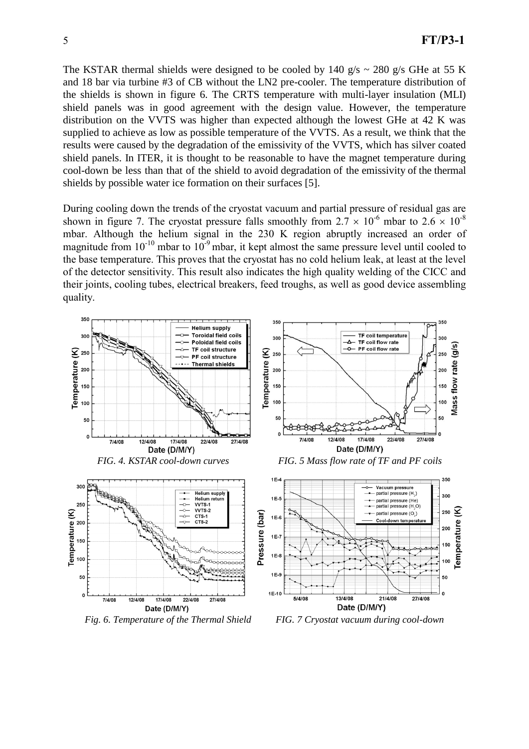The KSTAR thermal shields were designed to be cooled by 140 g/s ~ 280 g/s GHe at 55 K and 18 bar via turbine #3 of CB without the LN2 pre-cooler. The temperature distribution of the shields is shown in figure 6. The CRTS temperature with multi-layer insulation (MLI) shield panels was in good agreement with the design value. However, the temperature distribution on the VVTS was higher than expected although the lowest GHe at 42 K was supplied to achieve as low as possible temperature of the VVTS. As a result, we think that the results were caused by the degradation of the emissivity of the VVTS, which has silver coated shield panels. In ITER, it is thought to be reasonable to have the magnet temperature during cool-down be less than that of the shield to avoid degradation of the emissivity of the thermal shields by possible water ice formation on their surfaces [5].

During cooling down the trends of the cryostat vacuum and partial pressure of residual gas are shown in figure 7. The cryostat pressure falls smoothly from $2.7 \times 10^{-6}$ mbar to $2.6 \times 10^{-8}$ mbar. Although the helium signal in the 230 K region abruptly increased an order of magnitude from $10^{-10}$ mbar to $10^{-9}$ mbar, it kept almost the same pressure level until cooled to the base temperature. This proves that the cryostat has no cold helium leak, at least at the level of the detector sensitivity. This result also indicates the high quality welding of the CICC and their joints, cooling tubes, electrical breakers, feed troughs, as well as good device assembling quality.

*FIG. 4. KSTAR cool-down curves*

*FIG. 5 Mass flow rate of TF and PF coils*

*Fig. 6. Temperature of the Thermal Shield*

*FIG. 7 Cryostat vacuum during cool-down*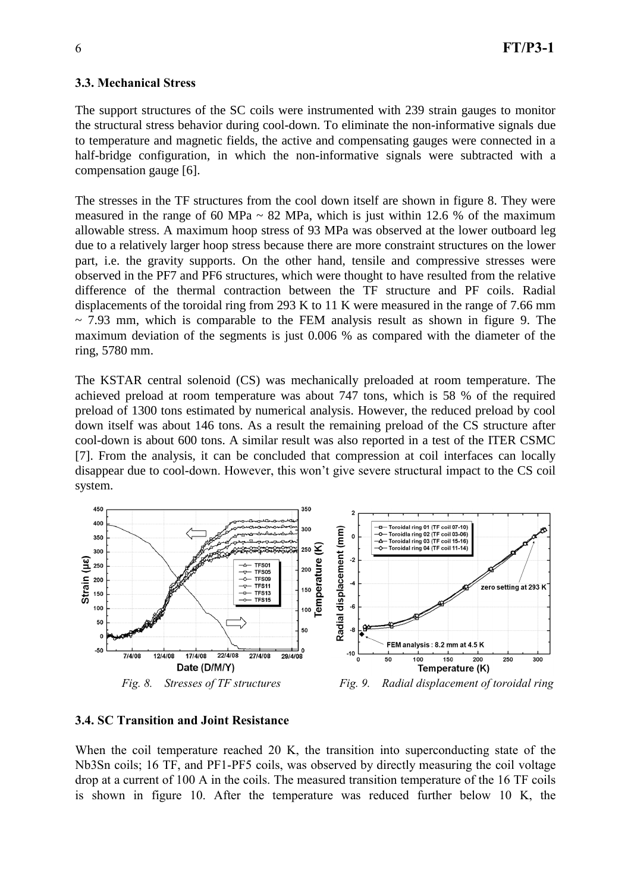### 3.3. Mechanical Stress

The support structures of the SC coils were instrumented with 239 strain gauges to monitor the structural stress behavior during cool-down. To eliminate the non-informative signals due to temperature and magnetic fields, the active and compensating gauges were connected in a half-bridge configuration, in which the non-informative signals were subtracted with a compensation gauge [6].

The stresses in the TF structures from the cool down itself are shown in figure 8. They were measured in the range of 60 MPa ~ 82 MPa, which is just within 12.6 % of the maximum allowable stress. A maximum hoop stress of 93 MPa was observed at the lower outboard leg due to a relatively larger hoop stress because there are more constraint structures on the lower part, i.e. the gravity supports. On the other hand, tensile and compressive stresses were observed in the PF7 and PF6 structures, which were thought to have resulted from the relative difference of the thermal contraction between the TF structure and PF coils. Radial displacements of the toroidal ring from 293 K to 11 K were measured in the range of 7.66 mm ~ 7.93 mm, which is comparable to the FEM analysis result as shown in figure 9. The maximum deviation of the segments is just 0.006 % as compared with the diameter of the ring, 5780 mm.

The KSTAR central solenoid (CS) was mechanically preloaded at room temperature. The achieved preload at room temperature was about 747 tons, which is 58 % of the required preload of 1300 tons estimated by numerical analysis. However, the reduced preload by cool down itself was about 146 tons. As a result the remaining preload of the CS structure after cool-down is about 600 tons. A similar result was also reported in a test of the ITER CSMC [7]. From the analysis, it can be concluded that compression at coil interfaces can locally disappear due to cool-down. However, this won't give severe structural impact to the CS coil system.

*Fig. 8. Stresses of TF structures*

*Fig. 9. Radial displacement of toroidal ring*

### 3.4. SC Transition and Joint Resistance

When the coil temperature reached 20 K, the transition into superconducting state of the $Nb_3Sn$ coils; 16 TF, and PF1-PF5 coils, was observed by directly measuring the coil voltage drop at a current of 100 A in the coils. The measured transition temperature of the 16 TF coils is shown in figure 10. After the temperature was reduced further below 10 K, the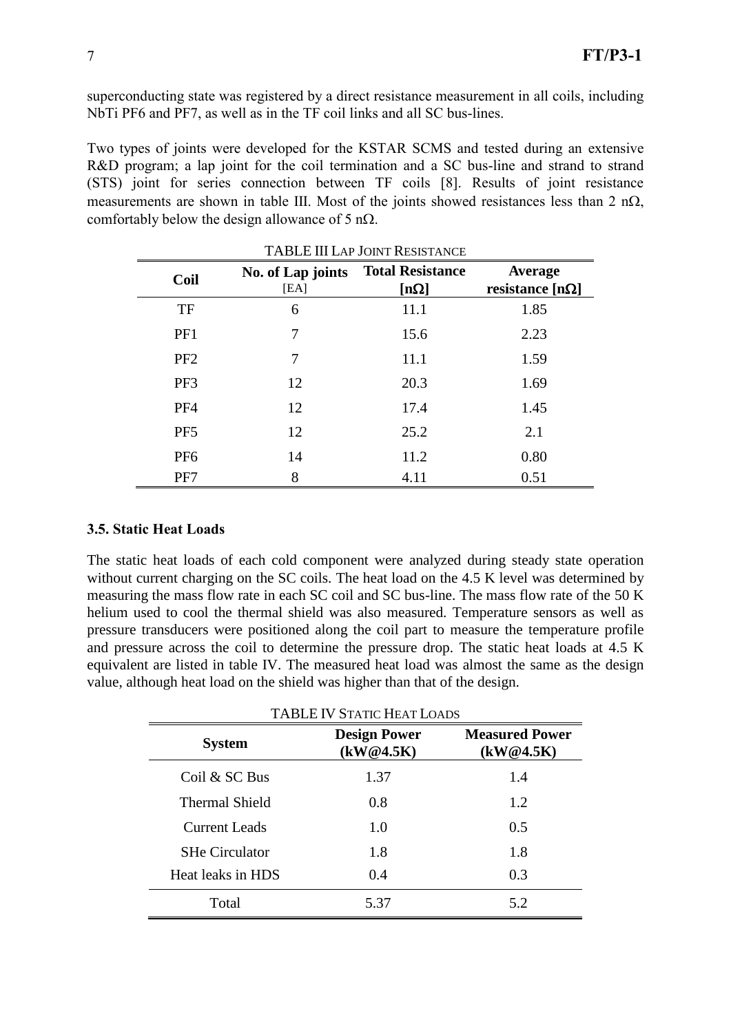superconducting state was registered by a direct resistance measurement in all coils, including NbTi PF6 and PF7, as well as in the TF coil links and all SC bus-lines.

Two types of joints were developed for the KSTAR SCMS and tested during an extensive R&D program; a lap joint for the coil termination and a SC bus-line and strand to strand (STS) joint for series connection between TF coils [8]. Results of joint resistance measurements are shown in table III. Most of the joints showed resistances less than 2 nΩ, comfortably below the design allowance of 5 nΩ.

TABLE III LAP JOINT RESISTANCE

| Coil | No. of Lap joints [EA] | Total Resistance [nΩ] | Average resistance [nΩ] |
|---|---|---|---|
| TF | 6 | 11.1 | 1.85 |
| PF1 | 7 | 15.6 | 2.23 |
| PF2 | 7 | 11.1 | 1.59 |
| PF3 | 12 | 20.3 | 1.69 |
| PF4 | 12 | 17.4 | 1.45 |
| PF5 | 12 | 25.2 | 2.1 |
| PF6 | 14 | 11.2 | 0.80 |
| PF7 | 8 | 4.11 | 0.51 |

### 3.5. Static Heat Loads

The static heat loads of each cold component were analyzed during steady state operation without current charging on the SC coils. The heat load on the 4.5 K level was determined by measuring the mass flow rate in each SC coil and SC bus-line. The mass flow rate of the 50 K helium used to cool the thermal shield was also measured. Temperature sensors as well as pressure transducers were positioned along the coil part to measure the temperature profile and pressure across the coil to determine the pressure drop. The static heat loads at 4.5 K equivalent are listed in table IV. The measured heat load was almost the same as the design value, although heat load on the shield was higher than that of the design.

TABLE IV STATIC HEAT LOADS

| System | Design Power (kW@4.5K) | Measured Power (kW@4.5K) |
|---|---|---|
| Coil & SC Bus | 1.37 | 1.4 |
| Thermal Shield | 0.8 | 1.2 |
| Current Leads | 1.0 | 0.5 |
| SHe Circulator | 1.8 | 1.8 |
| Heat leaks in HDS | 0.4 | 0.3 |
| Total | 5.37 | 5.2 |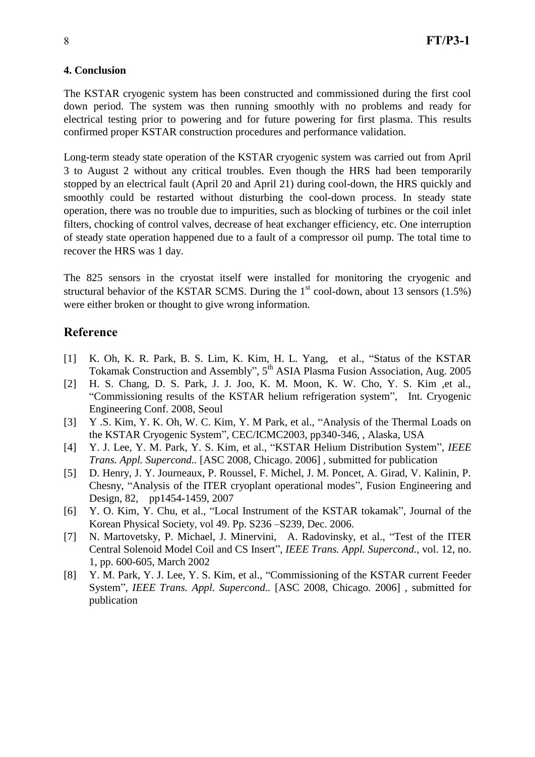### 4. Conclusion

The KSTAR cryogenic system has been constructed and commissioned during the first cool down period. The system was then running smoothly with no problems and ready for electrical testing prior to powering and for future powering for first plasma. This results confirmed proper KSTAR construction procedures and performance validation.

Long-term steady state operation of the KSTAR cryogenic system was carried out from April 3 to August 2 without any critical troubles. Even though the HRS had been temporarily stopped by an electrical fault (April 20 and April 21) during cool-down, the HRS quickly and smoothly could be restarted without disturbing the cool-down process. In steady state operation, there was no trouble due to impurities, such as blocking of turbines or the coil inlet filters, chocking of control valves, decrease of heat exchanger efficiency, etc. One interruption of steady state operation happened due to a fault of a compressor oil pump. The total time to recover the HRS was 1 day.

The 825 sensors in the cryostat itself were installed for monitoring the cryogenic and structural behavior of the KSTAR SCMS. During the 1st cool-down, about 13 sensors (1.5%) were either broken or thought to give wrong information.

## Reference

[1] K. Oh, K. R. Park, B. S. Lim, K. Kim, H. L. Yang, et al., "Status of the KSTAR Tokamak Construction and Assembly", 5th ASIA Plasma Fusion Association, Aug. 2005

[2] H. S. Chang, D. S. Park, J. J. Joo, K. M. Moon, K. W. Cho, Y. S. Kim ,et al., "Commissioning results of the KSTAR helium refrigeration system", Int. Cryogenic Engineering Conf. 2008, Seoul

[3] Y .S. Kim, Y. K. Oh, W. C. Kim, Y. M Park, et al., "Analysis of the Thermal Loads on the KSTAR Cryogenic System", CEC/ICMC2003, pp340-346, , Alaska, USA

[4] Y. J. Lee, Y. M. Park, Y. S. Kim, et al., "KSTAR Helium Distribution System", *IEEE Trans. Appl. Supercond..* [ASC 2008, Chicago. 2006] , submitted for publication

[5] D. Henry, J. Y. Journeaux, P. Roussel, F. Michel, J. M. Poncet, A. Girad, V. Kalinin, P. Chesny, "Analysis of the ITER cryoplant operational modes", Fusion Engineering and Design, 82, pp1454-1459, 2007

[6] Y. O. Kim, Y. Chu, et al., "Local Instrument of the KSTAR tokamak", Journal of the Korean Physical Society, vol 49. Pp. S236 –S239, Dec. 2006.

[7] N. Martovetsky, P. Michael, J. Minervini, A. Radovinsky, et al., "Test of the ITER Central Solenoid Model Coil and CS Insert", *IEEE Trans. Appl. Supercond.*, vol. 12, no. 1, pp. 600-605, March 2002

[8] Y. M. Park, Y. J. Lee, Y. S. Kim, et al., "Commissioning of the KSTAR current Feeder System", *IEEE Trans. Appl. Supercond..* [ASC 2008, Chicago. 2006] , submitted for publication